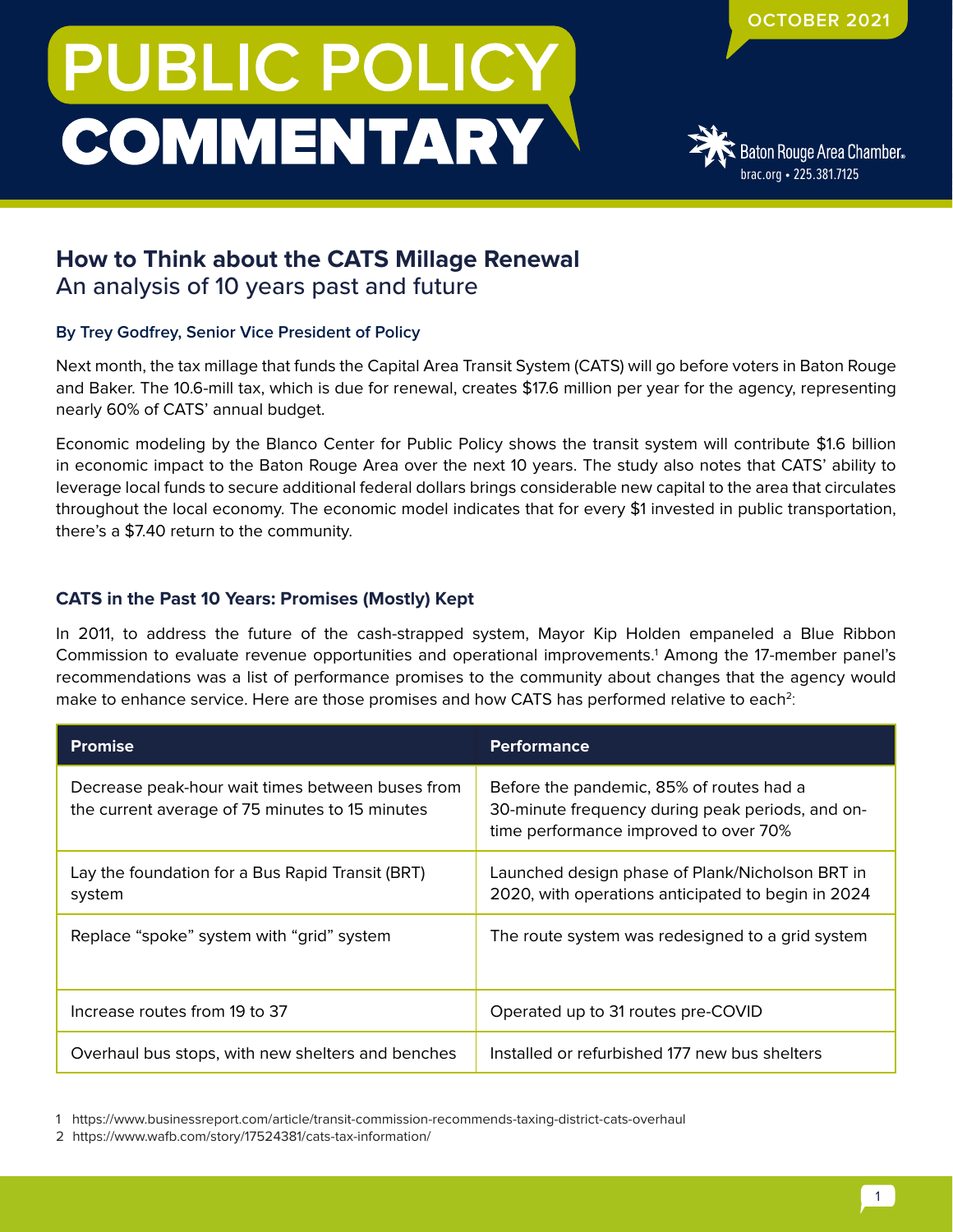# PUBLIC POLICY COMMENTARY

OCTOBER 2021

Baton Rouge Area Chamber
brac.org • 225.381.7125

## How to Think about the CATS Millage Renewal

### An analysis of 10 years past and future

**By Trey Godfrey, Senior Vice President of Policy**

Next month, the tax millage that funds the Capital Area Transit System (CATS) will go before voters in Baton Rouge and Baker. The 10.6-mill tax, which is due for renewal, creates $17.6 million per year for the agency, representing nearly 60% of CATS' annual budget.

Economic modeling by the Blanco Center for Public Policy shows the transit system will contribute $1.6 billion in economic impact to the Baton Rouge Area over the next 10 years. The study also notes that CATS' ability to leverage local funds to secure additional federal dollars brings considerable new capital to the area that circulates throughout the local economy. The economic model indicates that for every $1 invested in public transportation, there's a $7.40 return to the community.

### CATS in the Past 10 Years: Promises (Mostly) Kept

In 2011, to address the future of the cash-strapped system, Mayor Kip Holden empaneled a Blue Ribbon Commission to evaluate revenue opportunities and operational improvements.[1] Among the 17-member panel's recommendations was a list of performance promises to the community about changes that the agency would make to enhance service. Here are those promises and how CATS has performed relative to each[2]:

| Promise | Performance |
| --- | --- |
| Decrease peak-hour wait times between buses from the current average of 75 minutes to 15 minutes | Before the pandemic, 85% of routes had a 30-minute frequency during peak periods, and on-time performance improved to over 70% |
| Lay the foundation for a Bus Rapid Transit (BRT) system | Launched design phase of Plank/Nicholson BRT in 2020, with operations anticipated to begin in 2024 |
| Replace "spoke" system with "grid" system | The route system was redesigned to a grid system |
| Increase routes from 19 to 37 | Operated up to 31 routes pre-COVID |
| Overhaul bus stops, with new shelters and benches | Installed or refurbished 177 new bus shelters |

1 https://www.businessreport.com/article/transit-commission-recommends-taxing-district-cats-overhaul

2 https://www.wafb.com/story/17524381/cats-tax-information/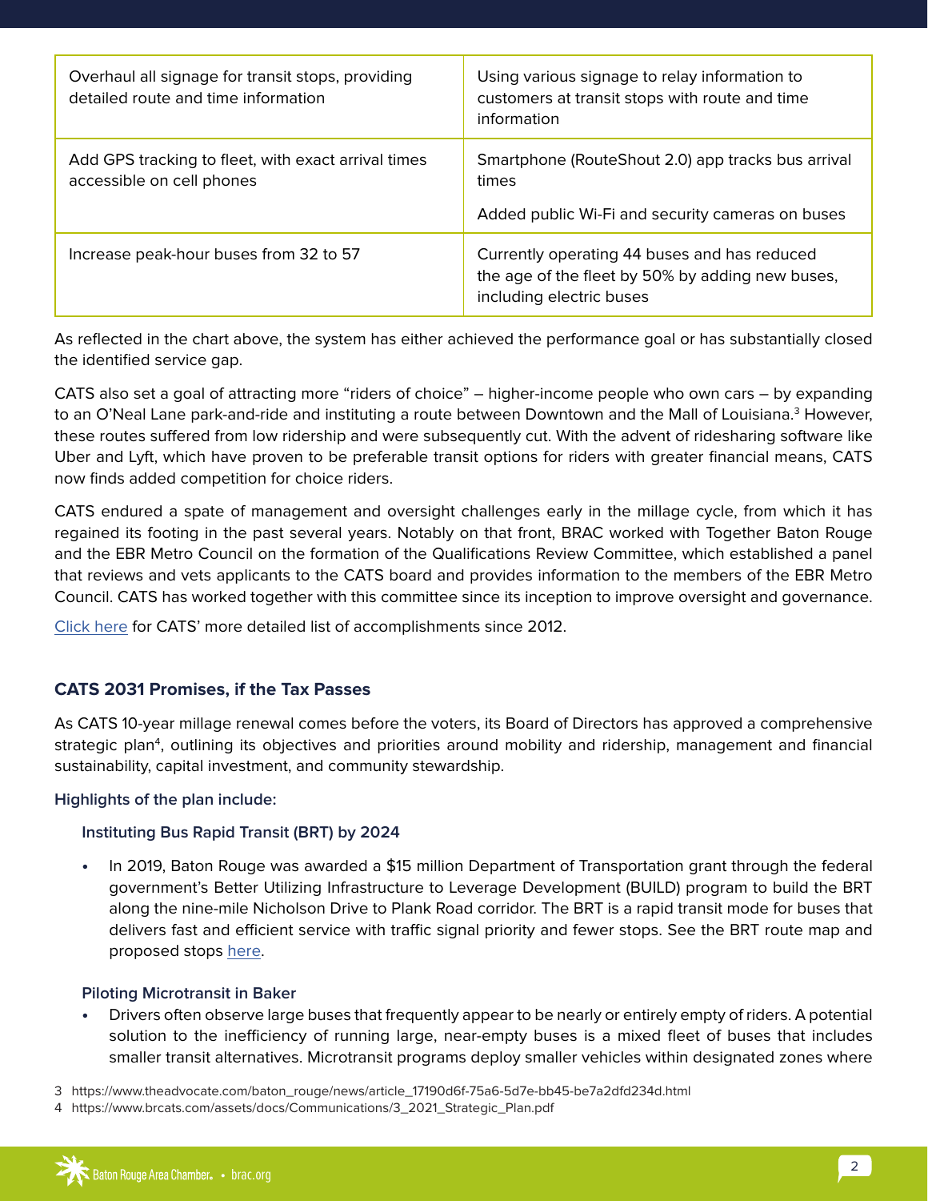| | |
|---|---|
| Overhaul all signage for transit stops, providing detailed route and time information | Using various signage to relay information to customers at transit stops with route and time information |
| Add GPS tracking to fleet, with exact arrival times accessible on cell phones | Smartphone (RouteShout 2.0) app tracks bus arrival times<br><br>Added public Wi-Fi and security cameras on buses |
| Increase peak-hour buses from 32 to 57 | Currently operating 44 buses and has reduced the age of the fleet by 50% by adding new buses, including electric buses |

As reflected in the chart above, the system has either achieved the performance goal or has substantially closed the identified service gap.

CATS also set a goal of attracting more "riders of choice" – higher-income people who own cars – by expanding to an O'Neal Lane park-and-ride and instituting a route between Downtown and the Mall of Louisiana.[3] However, these routes suffered from low ridership and were subsequently cut. With the advent of ridesharing software like Uber and Lyft, which have proven to be preferable transit options for riders with greater financial means, CATS now finds added competition for choice riders.

CATS endured a spate of management and oversight challenges early in the millage cycle, from which it has regained its footing in the past several years. Notably on that front, BRAC worked with Together Baton Rouge and the EBR Metro Council on the formation of the Qualifications Review Committee, which established a panel that reviews and vets applicants to the CATS board and provides information to the members of the EBR Metro Council. CATS has worked together with this committee since its inception to improve oversight and governance.

Click here for CATS' more detailed list of accomplishments since 2012.

### CATS 2031 Promises, if the Tax Passes

As CATS 10-year millage renewal comes before the voters, its Board of Directors has approved a comprehensive strategic plan[4], outlining its objectives and priorities around mobility and ridership, management and financial sustainability, capital investment, and community stewardship.

**Highlights of the plan include:**

**Instituting Bus Rapid Transit (BRT) by 2024**

- In 2019, Baton Rouge was awarded a $15 million Department of Transportation grant through the federal government's Better Utilizing Infrastructure to Leverage Development (BUILD) program to build the BRT along the nine-mile Nicholson Drive to Plank Road corridor. The BRT is a rapid transit mode for buses that delivers fast and efficient service with traffic signal priority and fewer stops. See the BRT route map and proposed stops here.

**Piloting Microtransit in Baker**

- Drivers often observe large buses that frequently appear to be nearly or entirely empty of riders. A potential solution to the inefficiency of running large, near-empty buses is a mixed fleet of buses that includes smaller transit alternatives. Microtransit programs deploy smaller vehicles within designated zones where

3 https://www.theadvocate.com/baton_rouge/news/article_17190d6f-75a6-5d7e-bb45-be7a2dfd234d.html

4 https://www.brcats.com/assets/docs/Communications/3_2021_Strategic_Plan.pdf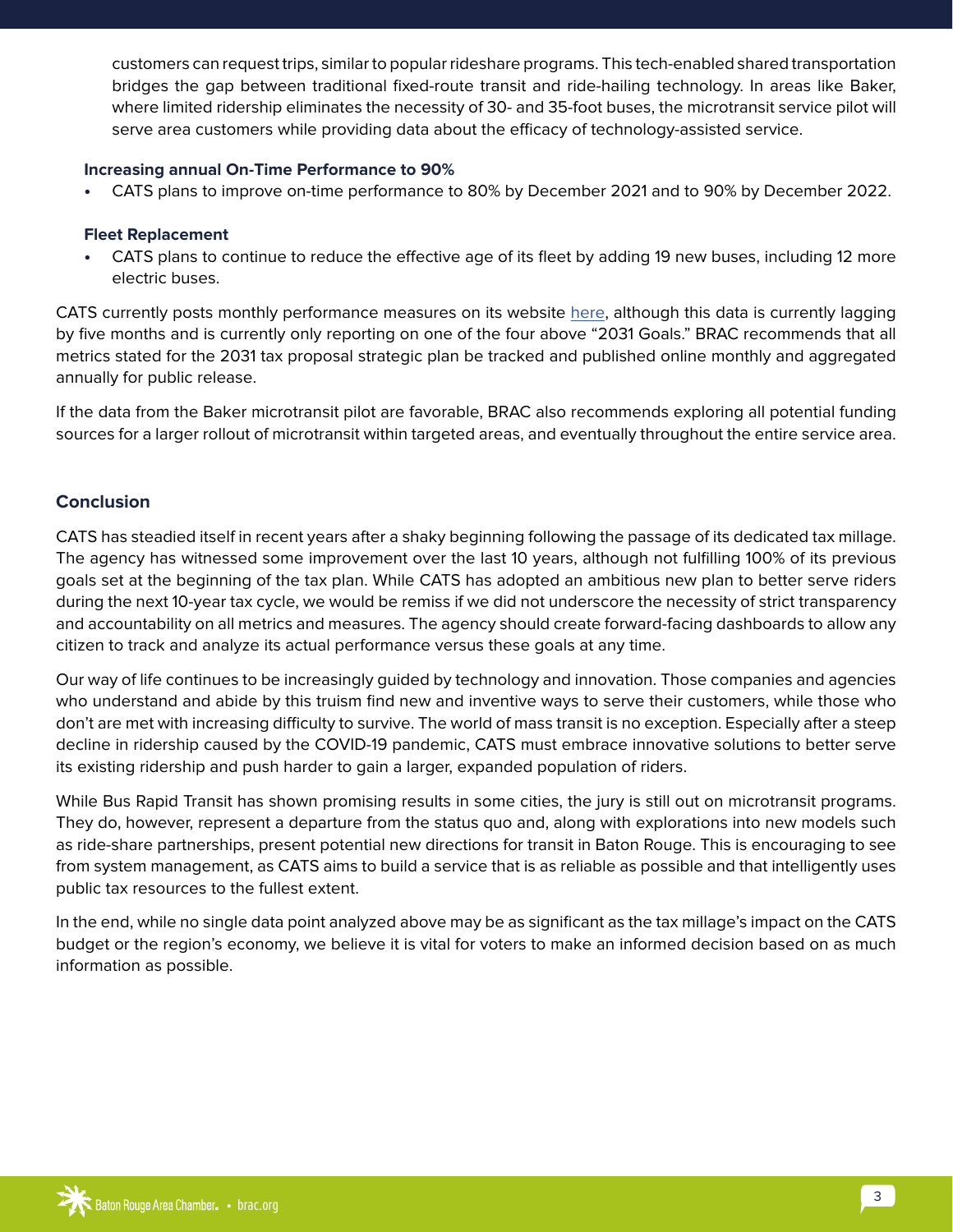customers can request trips, similar to popular rideshare programs. This tech-enabled shared transportation bridges the gap between traditional fixed-route transit and ride-hailing technology. In areas like Baker, where limited ridership eliminates the necessity of 30- and 35-foot buses, the microtransit service pilot will serve area customers while providing data about the efficacy of technology-assisted service.

**Increasing annual On-Time Performance to 90%**

- CATS plans to improve on-time performance to 80% by December 2021 and to 90% by December 2022.

**Fleet Replacement**

- CATS plans to continue to reduce the effective age of its fleet by adding 19 new buses, including 12 more electric buses.

CATS currently posts monthly performance measures on its website here, although this data is currently lagging by five months and is currently only reporting on one of the four above "2031 Goals." BRAC recommends that all metrics stated for the 2031 tax proposal strategic plan be tracked and published online monthly and aggregated annually for public release.

If the data from the Baker microtransit pilot are favorable, BRAC also recommends exploring all potential funding sources for a larger rollout of microtransit within targeted areas, and eventually throughout the entire service area.

### Conclusion

CATS has steadied itself in recent years after a shaky beginning following the passage of its dedicated tax millage. The agency has witnessed some improvement over the last 10 years, although not fulfilling 100% of its previous goals set at the beginning of the tax plan. While CATS has adopted an ambitious new plan to better serve riders during the next 10-year tax cycle, we would be remiss if we did not underscore the necessity of strict transparency and accountability on all metrics and measures. The agency should create forward-facing dashboards to allow any citizen to track and analyze its actual performance versus these goals at any time.

Our way of life continues to be increasingly guided by technology and innovation. Those companies and agencies who understand and abide by this truism find new and inventive ways to serve their customers, while those who don't are met with increasing difficulty to survive. The world of mass transit is no exception. Especially after a steep decline in ridership caused by the COVID-19 pandemic, CATS must embrace innovative solutions to better serve its existing ridership and push harder to gain a larger, expanded population of riders.

While Bus Rapid Transit has shown promising results in some cities, the jury is still out on microtransit programs. They do, however, represent a departure from the status quo and, along with explorations into new models such as ride-share partnerships, present potential new directions for transit in Baton Rouge. This is encouraging to see from system management, as CATS aims to build a service that is as reliable as possible and that intelligently uses public tax resources to the fullest extent.

In the end, while no single data point analyzed above may be as significant as the tax millage's impact on the CATS budget or the region's economy, we believe it is vital for voters to make an informed decision based on as much information as possible.